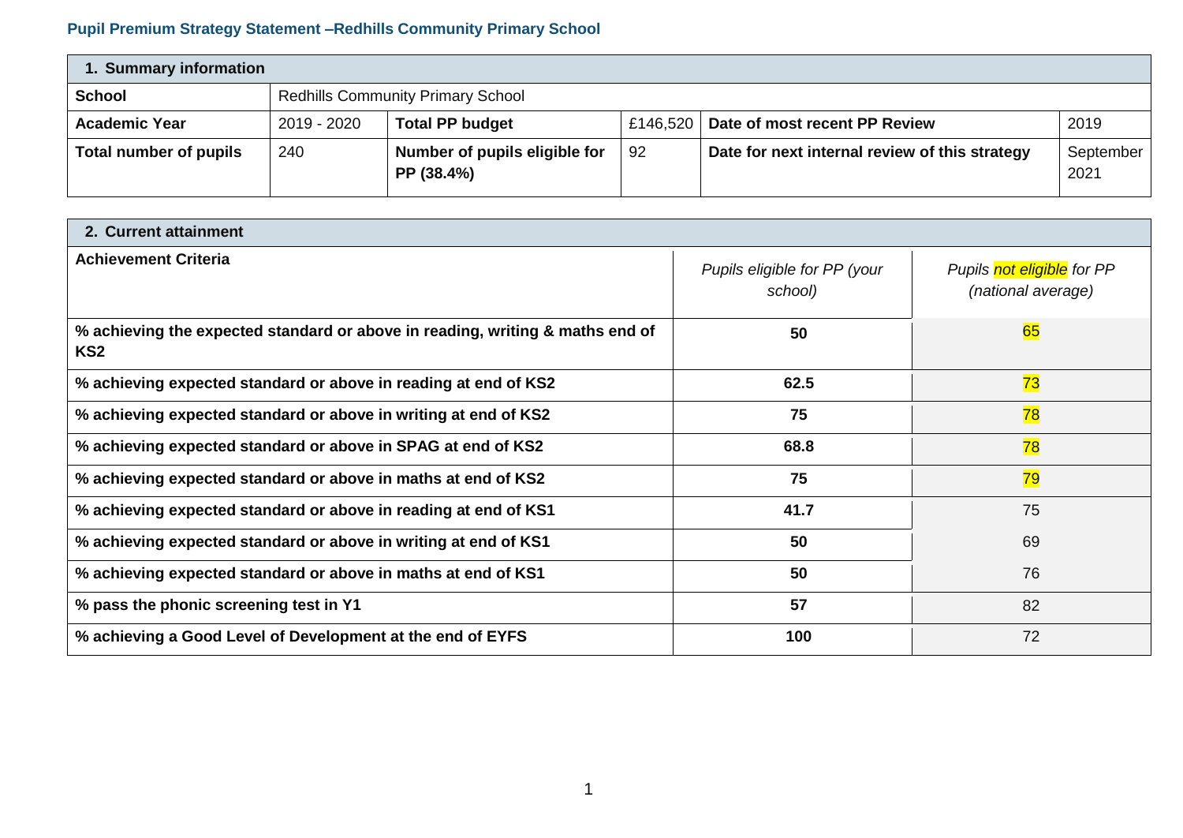## Pupil Premium Strategy Statement –Redhills Community Primary School

| 1. Summary information | | | | | |
|---|---|---|---|---|---|
| **School** | Redhills Community Primary School | | | | |
| **Academic Year** | 2019 - 2020 | **Total PP budget** | £146,520 | **Date of most recent PP Review** | 2019 |
| **Total number of pupils** | 240 | **Number of pupils eligible for PP (38.4%)** | 92 | **Date for next internal review of this strategy** | September 2021 |

| 2. Current attainment | | |
|---|---|---|
| **Achievement Criteria** | *Pupils eligible for PP (your school)* | *Pupils not eligible for PP (national average)* |
| **% achieving the expected standard or above in reading, writing & maths end of KS2** | **50** | 65 |
| **% achieving expected standard or above in reading at end of KS2** | **62.5** | 73 |
| **% achieving expected standard or above in writing at end of KS2** | **75** | 78 |
| **% achieving expected standard or above in SPAG at end of KS2** | **68.8** | 78 |
| **% achieving expected standard or above in maths at end of KS2** | **75** | 79 |
| **% achieving expected standard or above in reading at end of KS1** | **41.7** | 75 |
| **% achieving expected standard or above in writing at end of KS1** | **50** | 69 |
| **% achieving expected standard or above in maths at end of KS1** | **50** | 76 |
| **% pass the phonic screening test in Y1** | **57** | 82 |
| **% achieving a Good Level of Development at the end of EYFS** | **100** | 72 |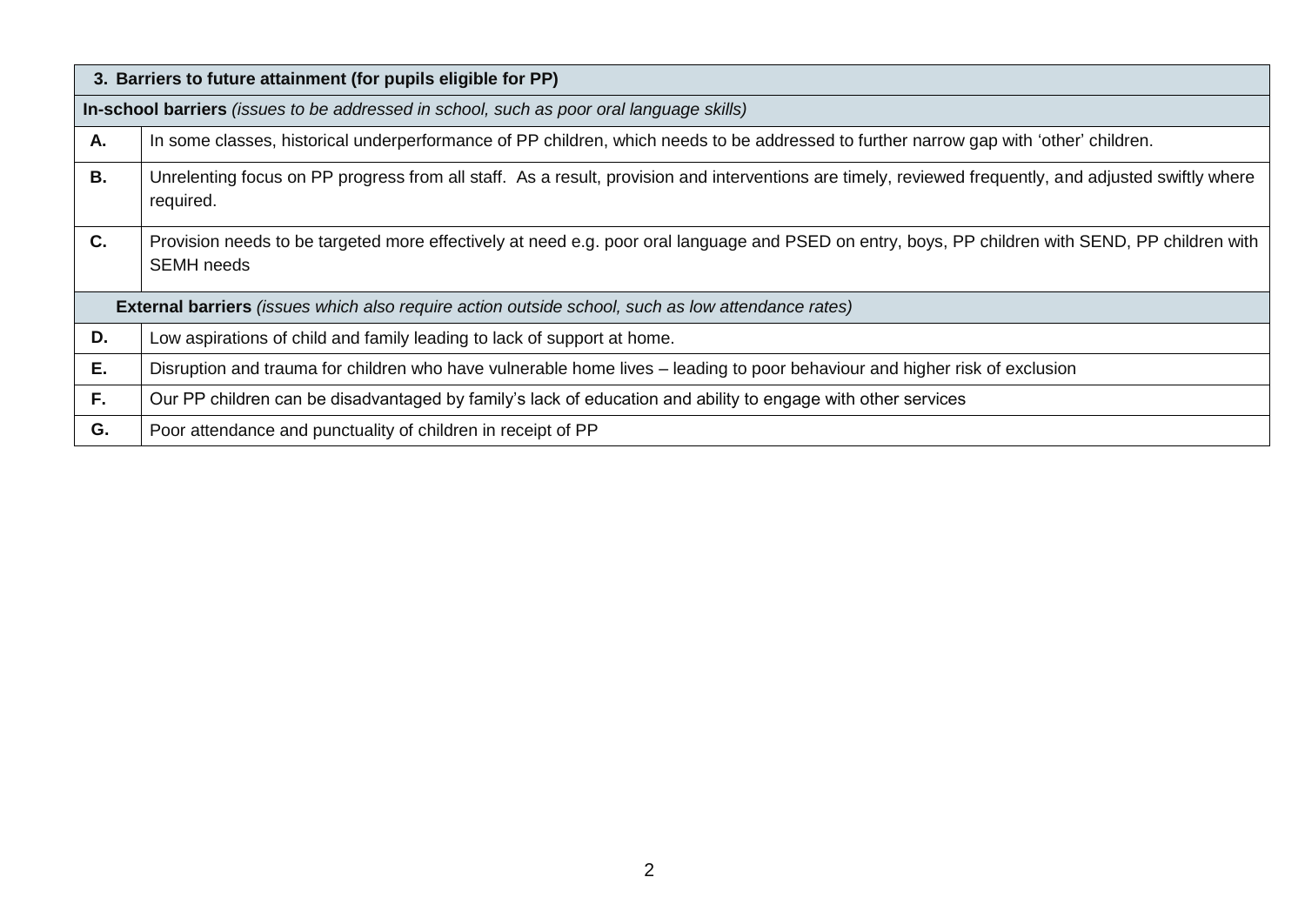| 3. Barriers to future attainment (for pupils eligible for PP) | |
|---|---|
| **In-school barriers** *(issues to be addressed in school, such as poor oral language skills)* | |
| **A.** | In some classes, historical underperformance of PP children, which needs to be addressed to further narrow gap with 'other' children. |
| **B.** | Unrelenting focus on PP progress from all staff. As a result, provision and interventions are timely, reviewed frequently, and adjusted swiftly where required. |
| **C.** | Provision needs to be targeted more effectively at need e.g. poor oral language and PSED on entry, boys, PP children with SEND, PP children with SEMH needs |
| **External barriers** *(issues which also require action outside school, such as low attendance rates)* | |
| **D.** | Low aspirations of child and family leading to lack of support at home. |
| **E.** | Disruption and trauma for children who have vulnerable home lives – leading to poor behaviour and higher risk of exclusion |
| **F.** | Our PP children can be disadvantaged by family's lack of education and ability to engage with other services |
| **G.** | Poor attendance and punctuality of children in receipt of PP |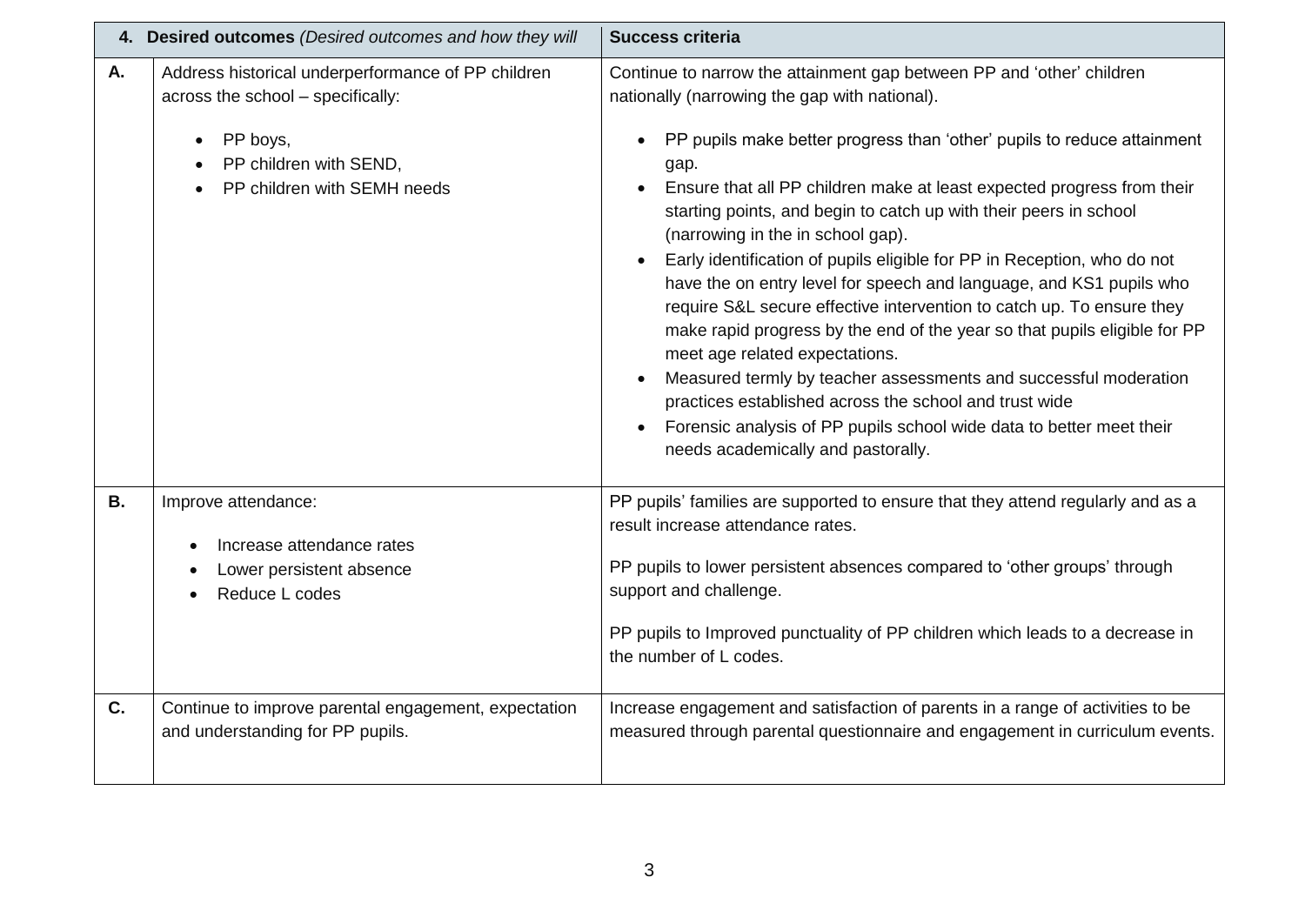| 4. **Desired outcomes** *(Desired outcomes and how they will* | | **Success criteria** |
|---|---|---|
| **A.** | Address historical underperformance of PP children across the school – specifically:<br><br>• PP boys,<br>• PP children with SEND,<br>• PP children with SEMH needs | Continue to narrow the attainment gap between PP and 'other' children nationally (narrowing the gap with national).<br><br>• PP pupils make better progress than 'other' pupils to reduce attainment gap.<br>• Ensure that all PP children make at least expected progress from their starting points, and begin to catch up with their peers in school (narrowing in the in school gap).<br>• Early identification of pupils eligible for PP in Reception, who do not have the on entry level for speech and language, and KS1 pupils who require S&L secure effective intervention to catch up. To ensure they make rapid progress by the end of the year so that pupils eligible for PP meet age related expectations.<br>• Measured termly by teacher assessments and successful moderation practices established across the school and trust wide<br>• Forensic analysis of PP pupils school wide data to better meet their needs academically and pastorally. |
| **B.** | Improve attendance:<br><br>• Increase attendance rates<br>• Lower persistent absence<br>• Reduce L codes | PP pupils' families are supported to ensure that they attend regularly and as a result increase attendance rates.<br><br>PP pupils to lower persistent absences compared to 'other groups' through support and challenge.<br><br>PP pupils to Improved punctuality of PP children which leads to a decrease in the number of L codes. |
| **C.** | Continue to improve parental engagement, expectation and understanding for PP pupils. | Increase engagement and satisfaction of parents in a range of activities to be measured through parental questionnaire and engagement in curriculum events. |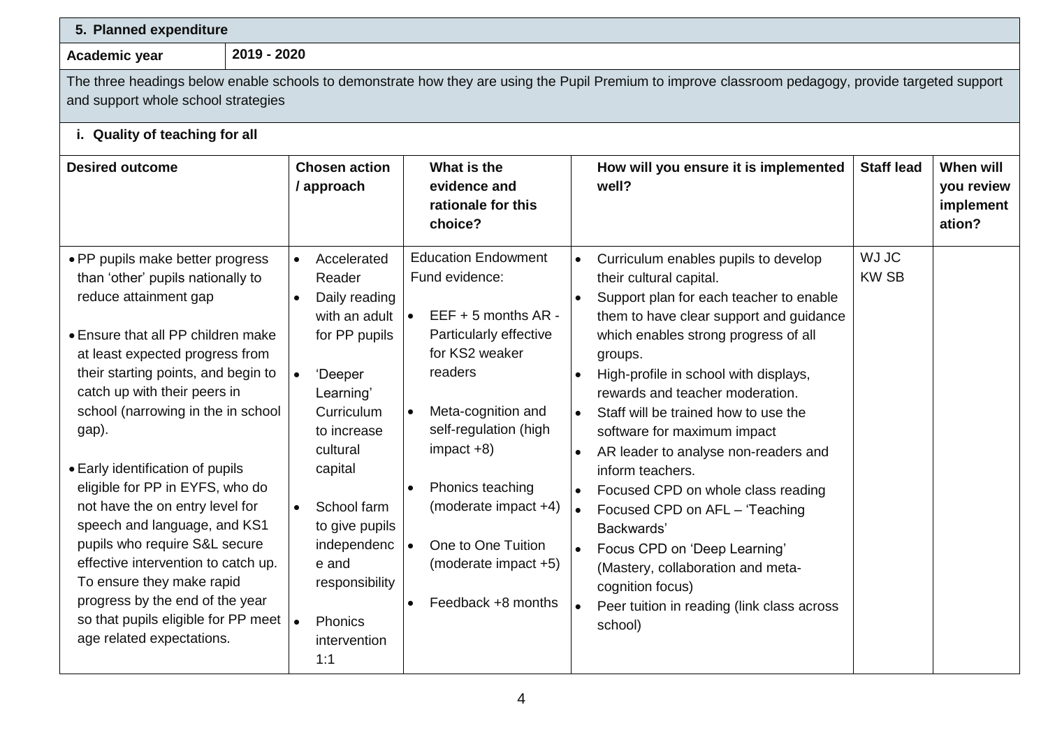## 5. Planned expenditure

| Academic year | 2019 - 2020 |
|---|---|

The three headings below enable schools to demonstrate how they are using the Pupil Premium to improve classroom pedagogy, provide targeted support and support whole school strategies

### i. Quality of teaching for all

| Desired outcome | Chosen action / approach | What is the evidence and rationale for this choice? | How will you ensure it is implemented well? | Staff lead | When will you review implement ation? |
|---|---|---|---|---|---|
| • PP pupils make better progress than 'other' pupils nationally to reduce attainment gap<br><br>• Ensure that all PP children make at least expected progress from their starting points, and begin to catch up with their peers in school (narrowing in the in school gap).<br><br>• Early identification of pupils eligible for PP in EYFS, who do not have the on entry level for speech and language, and KS1 pupils who require S&L secure effective intervention to catch up. To ensure they make rapid progress by the end of the year so that pupils eligible for PP meet age related expectations. | • Accelerated Reader<br>• Daily reading with an adult for PP pupils<br><br>• 'Deeper Learning' Curriculum to increase cultural capital<br><br>• School farm to give pupils independence and responsibility<br><br>• Phonics intervention 1:1 | Education Endowment Fund evidence:<br><br>• EEF + 5 months AR - Particularly effective for KS2 weaker readers<br><br>• Meta-cognition and self-regulation (high impact +8)<br><br>• Phonics teaching (moderate impact +4)<br><br>• One to One Tuition (moderate impact +5)<br><br>• Feedback +8 months | • Curriculum enables pupils to develop their cultural capital.<br>• Support plan for each teacher to enable them to have clear support and guidance which enables strong progress of all groups.<br>• High-profile in school with displays, rewards and teacher moderation.<br>• Staff will be trained how to use the software for maximum impact<br>• AR leader to analyse non-readers and inform teachers.<br>• Focused CPD on whole class reading<br>• Focused CPD on AFL – 'Teaching Backwards'<br>• Focus CPD on 'Deep Learning' (Mastery, collaboration and meta-cognition focus)<br>• Peer tuition in reading (link class across school) | WJ JC KW SB | |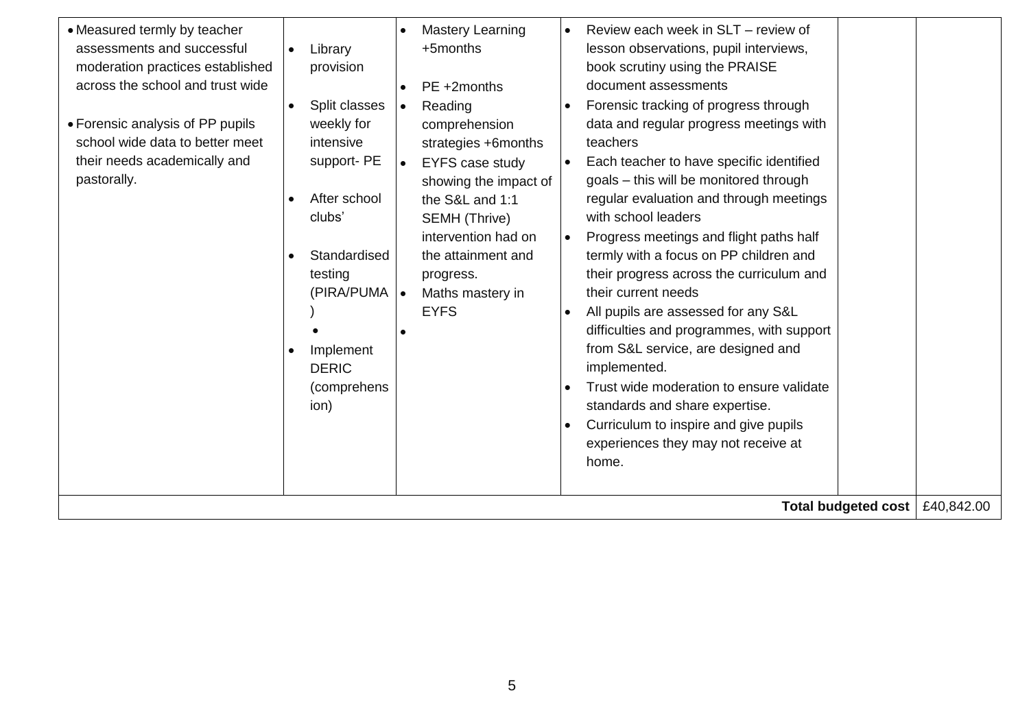| | | | | | |
|---|---|---|---|---|---|
| • Measured termly by teacher assessments and successful moderation practices established across the school and trust wide<br><br>• Forensic analysis of PP pupils school wide data to better meet their needs academically and pastorally. | • Library provision<br><br>• Split classes weekly for intensive support- PE<br><br>• After school clubs'<br><br>• Standardised testing (PIRA/PUMA)<br><br>•<br><br>• Implement DERIC (comprehension) | • Mastery Learning +5months<br><br>• PE +2months<br><br>• Reading comprehension strategies +6months<br><br>• EYFS case study showing the impact of the S&L and 1:1 SEMH (Thrive) intervention had on the attainment and progress.<br><br>• Maths mastery in EYFS<br><br>• | • Review each week in SLT – review of lesson observations, pupil interviews, book scrutiny using the PRAISE document assessments<br><br>• Forensic tracking of progress through data and regular progress meetings with teachers<br><br>• Each teacher to have specific identified goals – this will be monitored through regular evaluation and through meetings with school leaders<br><br>• Progress meetings and flight paths half termly with a focus on PP children and their progress across the curriculum and their current needs<br><br>• All pupils are assessed for any S&L difficulties and programmes, with support from S&L service, are designed and implemented.<br><br>• Trust wide moderation to ensure validate standards and share expertise.<br><br>• Curriculum to inspire and give pupils experiences they may not receive at home. | | |
| | | | | **Total budgeted cost** | £40,842.00 |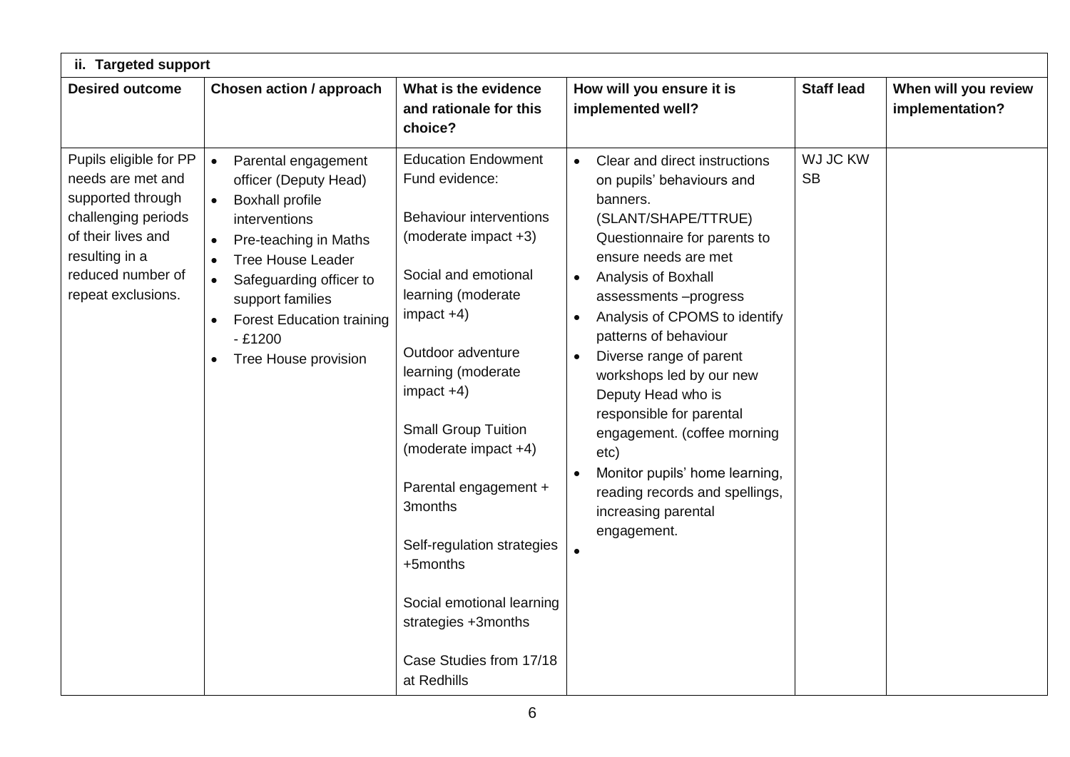| ii. Targeted support | | | | | |
|---|---|---|---|---|---|
| **Desired outcome** | **Chosen action / approach** | **What is the evidence and rationale for this choice?** | **How will you ensure it is implemented well?** | **Staff lead** | **When will you review implementation?** |
| Pupils eligible for PP needs are met and supported through challenging periods of their lives and resulting in a reduced number of repeat exclusions. | • Parental engagement officer (Deputy Head)<br>• Boxhall profile interventions<br>• Pre-teaching in Maths<br>• Tree House Leader<br>• Safeguarding officer to support families<br>• Forest Education training - £1200<br>• Tree House provision | Education Endowment Fund evidence:<br><br>Behaviour interventions (moderate impact +3)<br><br>Social and emotional learning (moderate impact +4)<br><br>Outdoor adventure learning (moderate impact +4)<br><br>Small Group Tuition (moderate impact +4)<br><br>Parental engagement + 3months<br><br>Self-regulation strategies +5months<br><br>Social emotional learning strategies +3months<br><br>Case Studies from 17/18 at Redhills | • Clear and direct instructions on pupils' behaviours and banners. (SLANT/SHAPE/TTRUE) Questionnaire for parents to ensure needs are met<br>• Analysis of Boxhall assessments –progress<br>• Analysis of CPOMS to identify patterns of behaviour<br>• Diverse range of parent workshops led by our new Deputy Head who is responsible for parental engagement. (coffee morning etc)<br>• Monitor pupils' home learning, reading records and spellings, increasing parental engagement.<br>• | WJ JC KW SB | |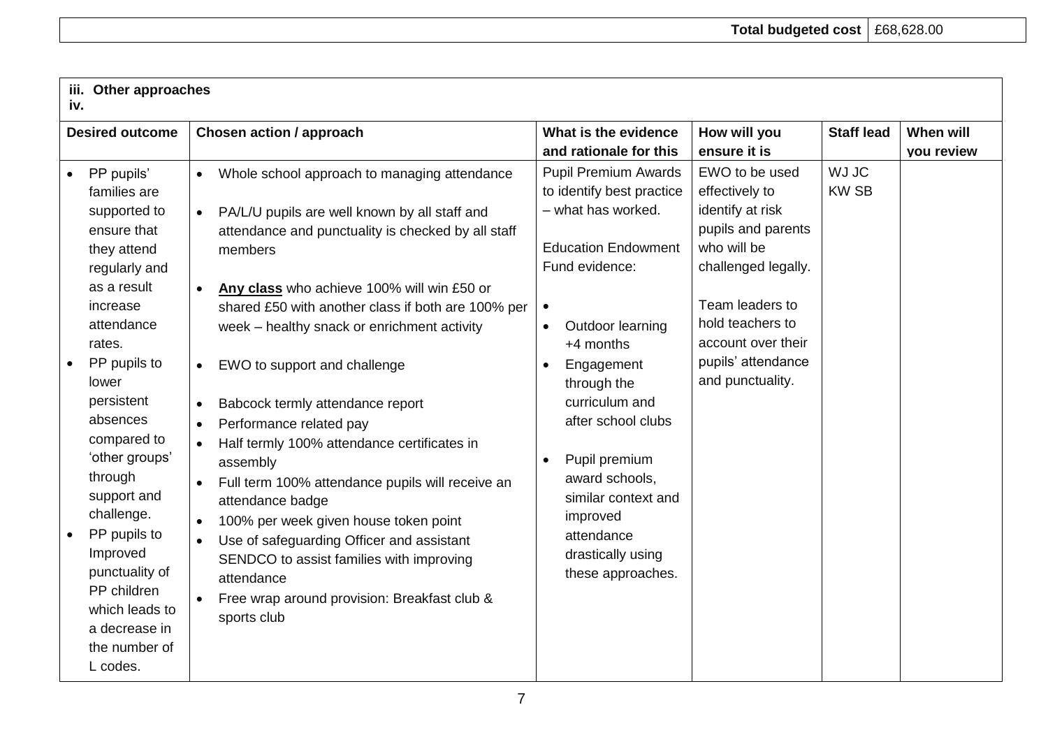| | Total budgeted cost | £68,628.00 |
|---|---|---|

**iii. Other approaches**
**iv.**

| Desired outcome | Chosen action / approach | What is the evidence and rationale for this | How will you ensure it is | Staff lead | When will you review |
|---|---|---|---|---|---|
| • PP pupils' families are supported to ensure that they attend regularly and as a result increase attendance rates.<br>• PP pupils to lower persistent absences compared to 'other groups' through support and challenge.<br>• PP pupils to Improved punctuality of PP children which leads to a decrease in the number of L codes. | • Whole school approach to managing attendance<br><br>• PA/L/U pupils are well known by all staff and attendance and punctuality is checked by all staff members<br><br>• **Any class** who achieve 100% will win £50 or shared £50 with another class if both are 100% per week – healthy snack or enrichment activity<br><br>• EWO to support and challenge<br><br>• Babcock termly attendance report<br>• Performance related pay<br>• Half termly 100% attendance certificates in assembly<br>• Full term 100% attendance pupils will receive an attendance badge<br>• 100% per week given house token point<br>• Use of safeguarding Officer and assistant SENDCO to assist families with improving attendance<br>• Free wrap around provision: Breakfast club & sports club | Pupil Premium Awards to identify best practice – what has worked.<br><br>Education Endowment Fund evidence:<br><br>•<br>• Outdoor learning +4 months<br>• Engagement through the curriculum and after school clubs<br><br>• Pupil premium award schools, similar context and improved attendance drastically using these approaches. | EWO to be used effectively to identify at risk pupils and parents who will be challenged legally.<br><br>Team leaders to hold teachers to account over their pupils' attendance and punctuality. | WJ JC KW SB | |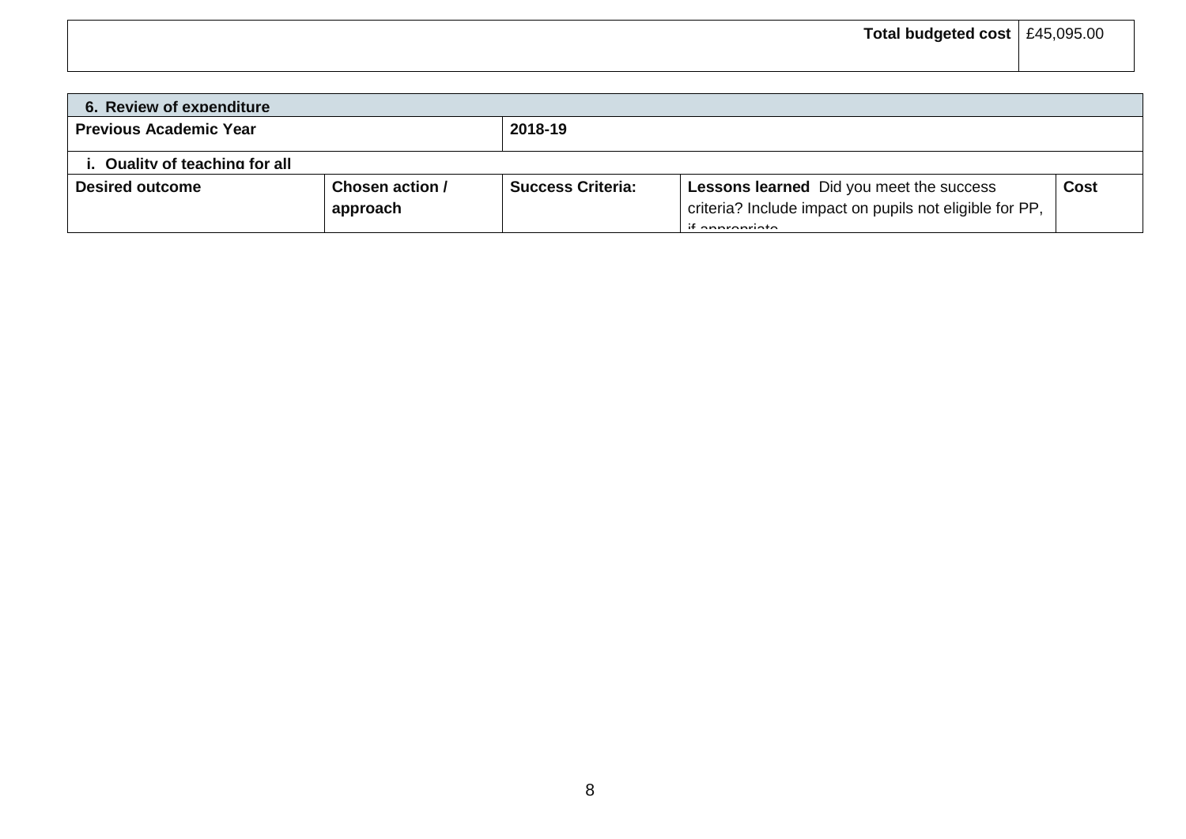| | Total budgeted cost | £45,095.00 |
|---|---|---|

| 6. Review of expenditure | | | | |
|---|---|---|---|---|
| **Previous Academic Year** | | **2018-19** | | |
| **i. Quality of teaching for all** | | | | |
| **Desired outcome** | **Chosen action / approach** | **Success Criteria:** | **Lessons learned** Did you meet the success criteria? Include impact on pupils not eligible for PP, if appropriate. | **Cost** |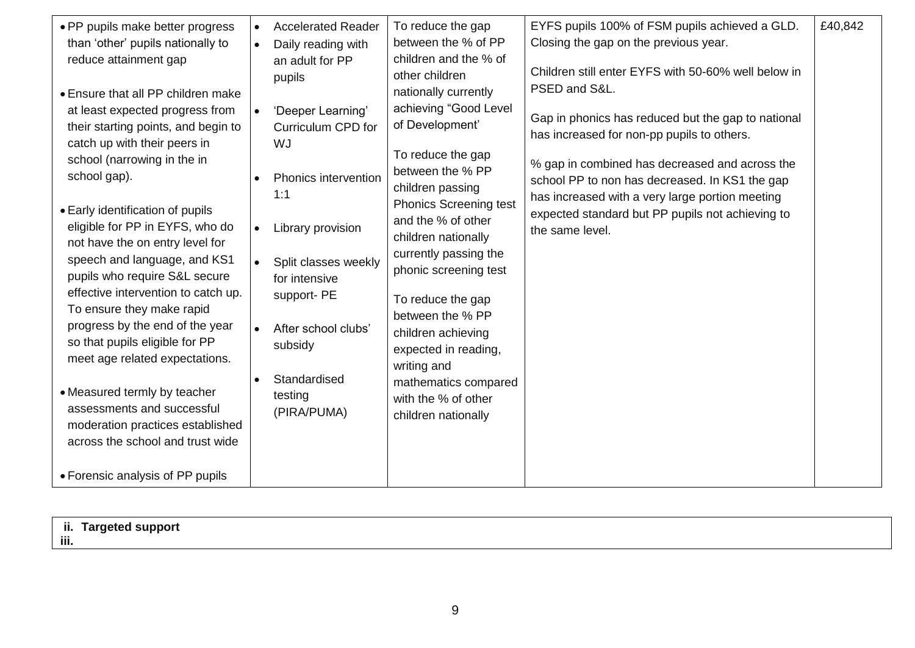| | | | | |
|---|---|---|---|---|
| • PP pupils make better progress than 'other' pupils nationally to reduce attainment gap<br><br>• Ensure that all PP children make at least expected progress from their starting points, and begin to catch up with their peers in school (narrowing in the in school gap).<br><br>• Early identification of pupils eligible for PP in EYFS, who do not have the on entry level for speech and language, and KS1 pupils who require S&L secure effective intervention to catch up. To ensure they make rapid progress by the end of the year so that pupils eligible for PP meet age related expectations.<br><br>• Measured termly by teacher assessments and successful moderation practices established across the school and trust wide<br><br>• Forensic analysis of PP pupils | • Accelerated Reader<br>• Daily reading with an adult for PP pupils<br><br>• 'Deeper Learning' Curriculum CPD for WJ<br><br>• Phonics intervention 1:1<br><br>• Library provision<br><br>• Split classes weekly for intensive support- PE<br><br>• After school clubs' subsidy<br><br>• Standardised testing (PIRA/PUMA) | To reduce the gap between the % of PP children and the % of other children nationally currently achieving "Good Level of Development'<br><br>To reduce the gap between the % PP children passing Phonics Screening test and the % of other children nationally currently passing the phonic screening test<br><br>To reduce the gap between the % PP children achieving expected in reading, writing and mathematics compared with the % of other children nationally | EYFS pupils 100% of FSM pupils achieved a GLD. Closing the gap on the previous year.<br><br>Children still enter EYFS with 50-60% well below in PSED and S&L.<br><br>Gap in phonics has reduced but the gap to national has increased for non-pp pupils to others.<br><br>% gap in combined has decreased and across the school PP to non has decreased. In KS1 the gap has increased with a very large portion meeting expected standard but PP pupils not achieving to the same level. | £40,842 |

**ii. Targeted support**
**iii.**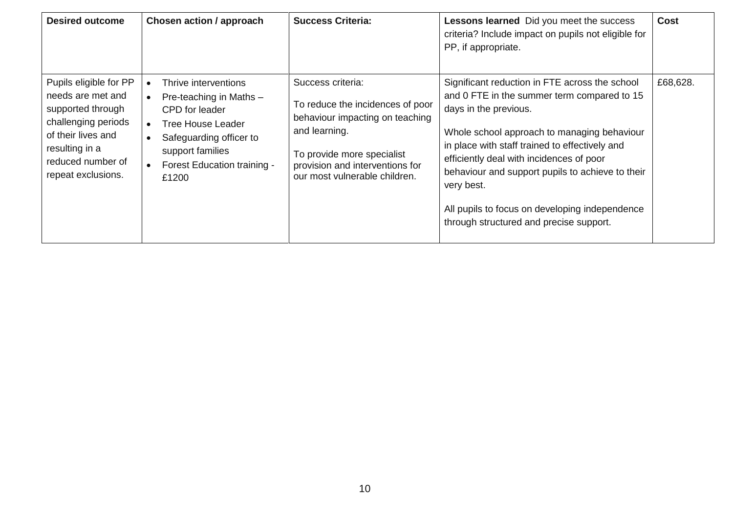| **Desired outcome** | **Chosen action / approach** | **Success Criteria:** | **Lessons learned** Did you meet the success criteria? Include impact on pupils not eligible for PP, if appropriate. | **Cost** |
|---|---|---|---|---|
| Pupils eligible for PP needs are met and supported through challenging periods of their lives and resulting in a reduced number of repeat exclusions. | • Thrive interventions<br>• Pre-teaching in Maths – CPD for leader<br>• Tree House Leader<br>• Safeguarding officer to support families<br>• Forest Education training - £1200 | Success criteria:<br><br>To reduce the incidences of poor behaviour impacting on teaching and learning.<br><br>To provide more specialist provision and interventions for our most vulnerable children. | Significant reduction in FTE across the school and 0 FTE in the summer term compared to 15 days in the previous.<br><br>Whole school approach to managing behaviour in place with staff trained to effectively and efficiently deal with incidences of poor behaviour and support pupils to achieve to their very best.<br><br>All pupils to focus on developing independence through structured and precise support. | £68,628. |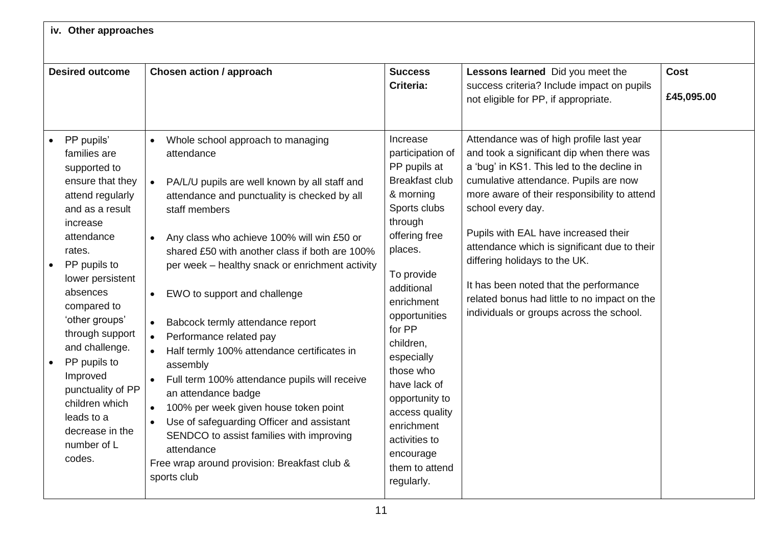| iv. Other approaches | | | | |
|---|---|---|---|---|
| **Desired outcome** | **Chosen action / approach** | **Success Criteria:** | **Lessons learned** Did you meet the success criteria? Include impact on pupils not eligible for PP, if appropriate. | **Cost** **£45,095.00** |
| • PP pupils' families are supported to ensure that they attend regularly and as a result increase attendance rates.<br>• PP pupils to lower persistent absences compared to 'other groups' through support and challenge.<br>• PP pupils to Improved punctuality of PP children which leads to a decrease in the number of L codes. | • Whole school approach to managing attendance<br>• PA/L/U pupils are well known by all staff and attendance and punctuality is checked by all staff members<br>• Any class who achieve 100% will win £50 or shared £50 with another class if both are 100% per week – healthy snack or enrichment activity<br>• EWO to support and challenge<br>• Babcock termly attendance report<br>• Performance related pay<br>• Half termly 100% attendance certificates in assembly<br>• Full term 100% attendance pupils will receive an attendance badge<br>• 100% per week given house token point<br>• Use of safeguarding Officer and assistant SENDCO to assist families with improving attendance<br>Free wrap around provision: Breakfast club & sports club | Increase participation of PP pupils at Breakfast club & morning Sports clubs through offering free places.<br><br>To provide additional enrichment opportunities for PP children, especially those who have lack of opportunity to access quality enrichment activities to encourage them to attend regularly. | Attendance was of high profile last year and took a significant dip when there was a 'bug' in KS1. This led to the decline in cumulative attendance. Pupils are now more aware of their responsibility to attend school every day.<br><br>Pupils with EAL have increased their attendance which is significant due to their differing holidays to the UK.<br><br>It has been noted that the performance related bonus had little to no impact on the individuals or groups across the school. | |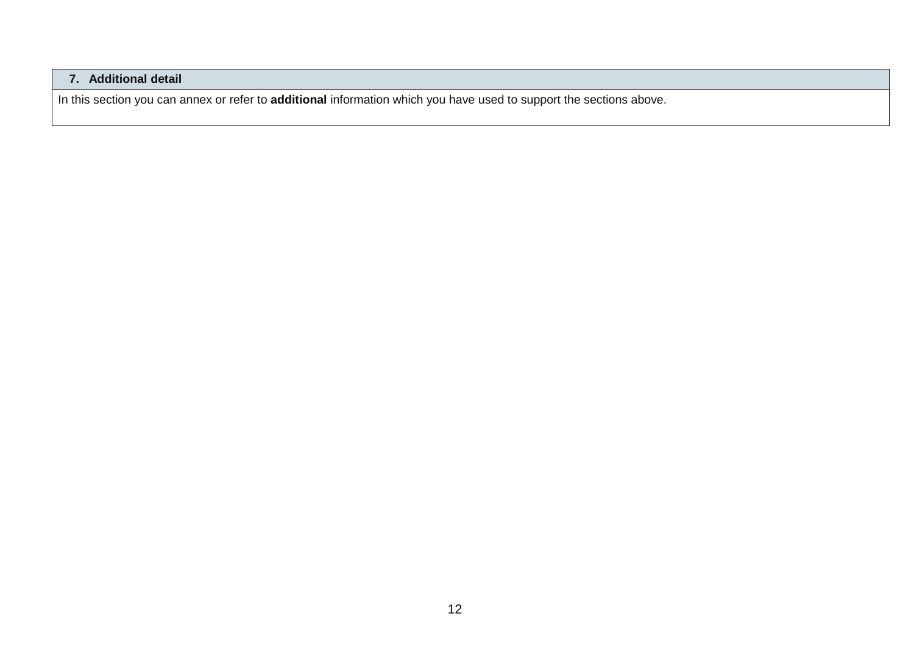| 7. Additional detail |
| --- |
| In this section you can annex or refer to **additional** information which you have used to support the sections above. |